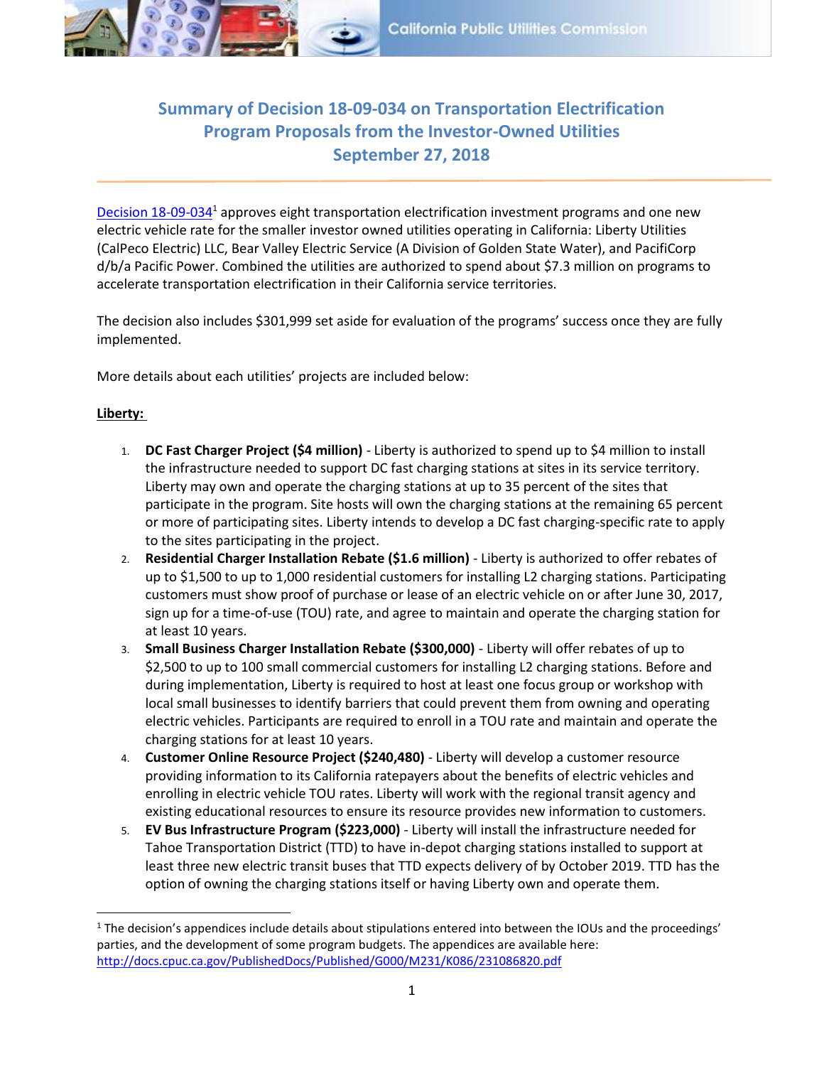# Summary of Decision 18-09-034 on Transportation Electrification Program Proposals from the Investor-Owned Utilities September 27, 2018

Decision 18-09-034[1] approves eight transportation electrification investment programs and one new electric vehicle rate for the smaller investor owned utilities operating in California: Liberty Utilities (CalPeco Electric) LLC, Bear Valley Electric Service (A Division of Golden State Water), and PacifiCorp d/b/a Pacific Power. Combined the utilities are authorized to spend about $7.3 million on programs to accelerate transportation electrification in their California service territories.

The decision also includes $301,999 set aside for evaluation of the programs' success once they are fully implemented.

More details about each utilities' projects are included below:

**Liberty:**

1. **DC Fast Charger Project ($4 million)** - Liberty is authorized to spend up to $4 million to install the infrastructure needed to support DC fast charging stations at sites in its service territory. Liberty may own and operate the charging stations at up to 35 percent of the sites that participate in the program. Site hosts will own the charging stations at the remaining 65 percent or more of participating sites. Liberty intends to develop a DC fast charging-specific rate to apply to the sites participating in the project.
2. **Residential Charger Installation Rebate ($1.6 million)** - Liberty is authorized to offer rebates of up to $1,500 to up to 1,000 residential customers for installing L2 charging stations. Participating customers must show proof of purchase or lease of an electric vehicle on or after June 30, 2017, sign up for a time-of-use (TOU) rate, and agree to maintain and operate the charging station for at least 10 years.
3. **Small Business Charger Installation Rebate ($300,000)** - Liberty will offer rebates of up to $2,500 to up to 100 small commercial customers for installing L2 charging stations. Before and during implementation, Liberty is required to host at least one focus group or workshop with local small businesses to identify barriers that could prevent them from owning and operating electric vehicles. Participants are required to enroll in a TOU rate and maintain and operate the charging stations for at least 10 years.
4. **Customer Online Resource Project ($240,480)** - Liberty will develop a customer resource providing information to its California ratepayers about the benefits of electric vehicles and enrolling in electric vehicle TOU rates. Liberty will work with the regional transit agency and existing educational resources to ensure its resource provides new information to customers.
5. **EV Bus Infrastructure Program ($223,000)** - Liberty will install the infrastructure needed for Tahoe Transportation District (TTD) to have in-depot charging stations installed to support at least three new electric transit buses that TTD expects delivery of by October 2019. TTD has the option of owning the charging stations itself or having Liberty own and operate them.

[1] The decision's appendices include details about stipulations entered into between the IOUs and the proceedings' parties, and the development of some program budgets. The appendices are available here: http://docs.cpuc.ca.gov/PublishedDocs/Published/G000/M231/K086/231086820.pdf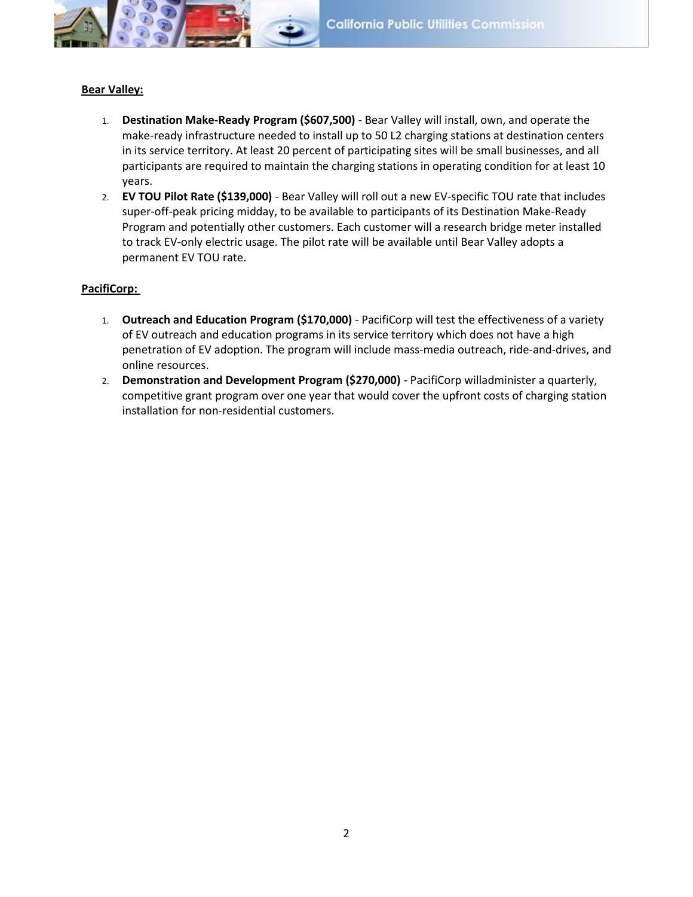**Bear Valley:**

1. **Destination Make-Ready Program ($607,500)** - Bear Valley will install, own, and operate the make-ready infrastructure needed to install up to 50 L2 charging stations at destination centers in its service territory. At least 20 percent of participating sites will be small businesses, and all participants are required to maintain the charging stations in operating condition for at least 10 years.
2. **EV TOU Pilot Rate ($139,000)** - Bear Valley will roll out a new EV-specific TOU rate that includes super-off-peak pricing midday, to be available to participants of its Destination Make-Ready Program and potentially other customers. Each customer will a research bridge meter installed to track EV-only electric usage. The pilot rate will be available until Bear Valley adopts a permanent EV TOU rate.

**PacifiCorp:**

1. **Outreach and Education Program ($170,000)** - PacifiCorp will test the effectiveness of a variety of EV outreach and education programs in its service territory which does not have a high penetration of EV adoption. The program will include mass-media outreach, ride-and-drives, and online resources.
2. **Demonstration and Development Program ($270,000)** - PacifiCorp willadminister a quarterly, competitive grant program over one year that would cover the upfront costs of charging station installation for non-residential customers.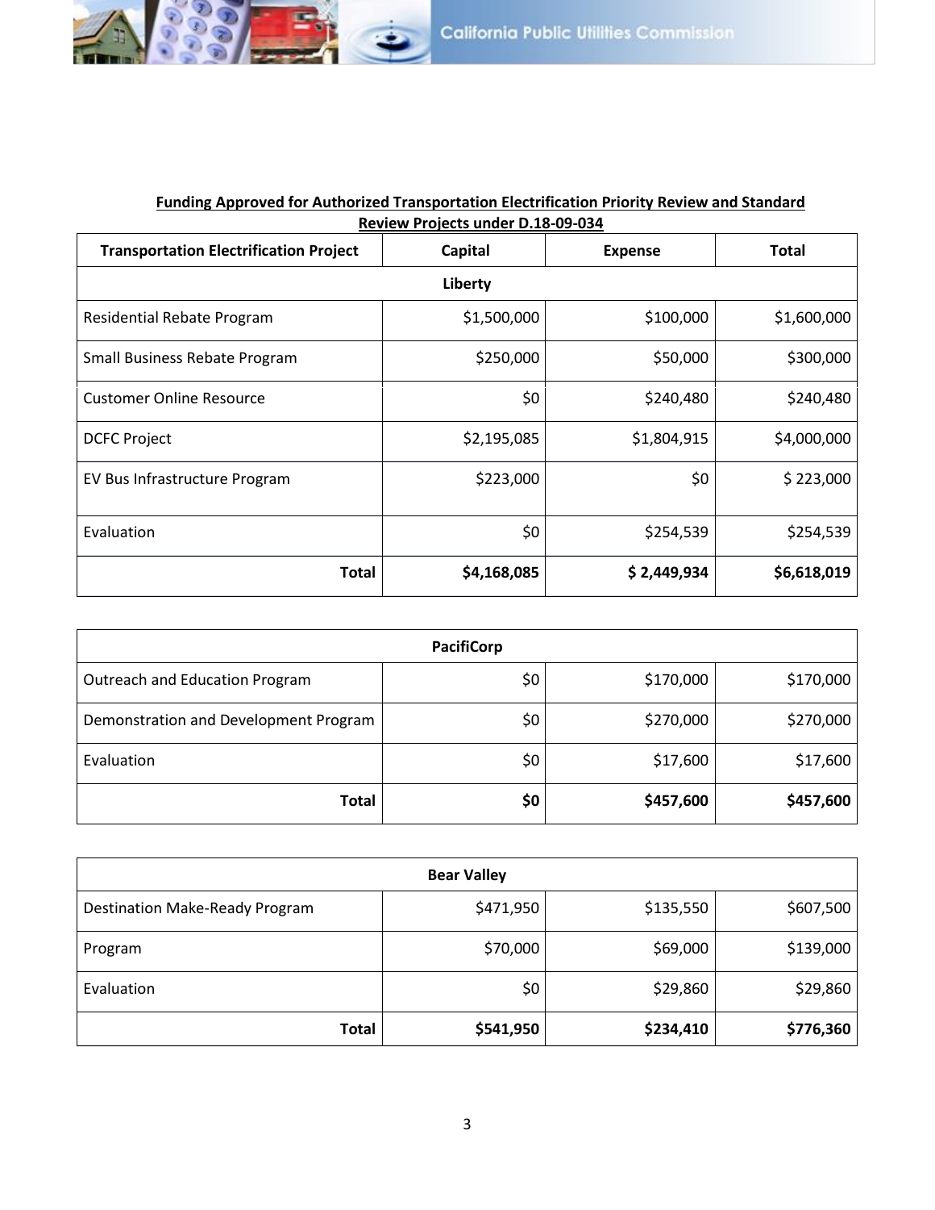**Funding Approved for Authorized Transportation Electrification Priority Review and Standard Review Projects under D.18-09-034**

| Transportation Electrification Project | Capital | Expense | Total |
|---|---|---|---|
| **Liberty** | | | |
| Residential Rebate Program | $1,500,000 | $100,000 | $1,600,000 |
| Small Business Rebate Program | $250,000 | $50,000 | $300,000 |
| Customer Online Resource | $0 | $240,480 | $240,480 |
| DCFC Project | $2,195,085 | $1,804,915 | $4,000,000 |
| EV Bus Infrastructure Program | $223,000 | $0 | $ 223,000 |
| Evaluation | $0 | $254,539 | $254,539 |
| **Total** | **$4,168,085** | **$ 2,449,934** | **$6,618,019** |

| | | | |
|---|---|---|---|
| **PacifiCorp** | | | |
| Outreach and Education Program | $0 | $170,000 | $170,000 |
| Demonstration and Development Program | $0 | $270,000 | $270,000 |
| Evaluation | $0 | $17,600 | $17,600 |
| **Total** | **$0** | **$457,600** | **$457,600** |

| | | | |
|---|---|---|---|
| **Bear Valley** | | | |
| Destination Make-Ready Program | $471,950 | $135,550 | $607,500 |
| Program | $70,000 | $69,000 | $139,000 |
| Evaluation | $0 | $29,860 | $29,860 |
| **Total** | **$541,950** | **$234,410** | **$776,360** |